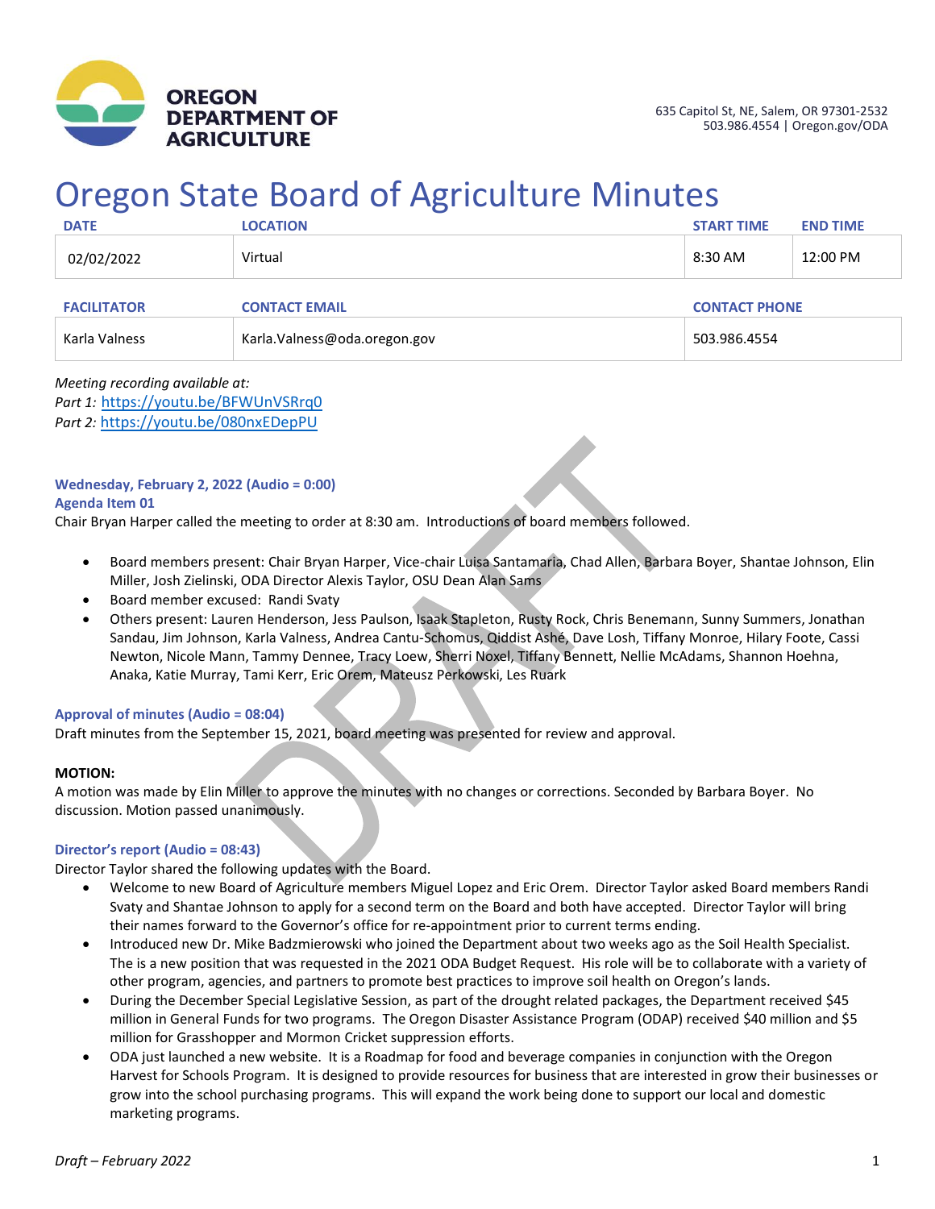**OREGON DEPARTMENT OF AGRICULTURE**

635 Capitol St, NE, Salem, OR 97301-2532
503.986.4554 | Oregon.gov/ODA

# Oregon State Board of Agriculture Minutes

| DATE | LOCATION | START TIME | END TIME |
|---|---|---|---|
| 02/02/2022 | Virtual | 8:30 AM | 12:00 PM |

| FACILITATOR | CONTACT EMAIL | CONTACT PHONE |
|---|---|---|
| Karla Valness | Karla.Valness@oda.oregon.gov | 503.986.4554 |

*Meeting recording available at:*
*Part 1:* https://youtu.be/BFWUnVSRrq0
*Part 2:* https://youtu.be/080nxEDepPU

### Wednesday, February 2, 2022 (Audio = 0:00)

### Agenda Item 01

Chair Bryan Harper called the meeting to order at 8:30 am. Introductions of board members followed.

- Board members present: Chair Bryan Harper, Vice-chair Luisa Santamaria, Chad Allen, Barbara Boyer, Shantae Johnson, Elin Miller, Josh Zielinski, ODA Director Alexis Taylor, OSU Dean Alan Sams
- Board member excused: Randi Svaty
- Others present: Lauren Henderson, Jess Paulson, Isaak Stapleton, Rusty Rock, Chris Benemann, Sunny Summers, Jonathan Sandau, Jim Johnson, Karla Valness, Andrea Cantu-Schomus, Qiddist Ashé, Dave Losh, Tiffany Monroe, Hilary Foote, Cassi Newton, Nicole Mann, Tammy Dennee, Tracy Loew, Sherri Noxel, Tiffany Bennett, Nellie McAdams, Shannon Hoehna, Anaka, Katie Murray, Tami Kerr, Eric Orem, Mateusz Perkowski, Les Ruark

### Approval of minutes (Audio = 08:04)

Draft minutes from the September 15, 2021, board meeting was presented for review and approval.

**MOTION:**
A motion was made by Elin Miller to approve the minutes with no changes or corrections. Seconded by Barbara Boyer. No discussion. Motion passed unanimously.

### Director's report (Audio = 08:43)

Director Taylor shared the following updates with the Board.

- Welcome to new Board of Agriculture members Miguel Lopez and Eric Orem. Director Taylor asked Board members Randi Svaty and Shantae Johnson to apply for a second term on the Board and both have accepted. Director Taylor will bring their names forward to the Governor's office for re-appointment prior to current terms ending.
- Introduced new Dr. Mike Badzmierowski who joined the Department about two weeks ago as the Soil Health Specialist. The is a new position that was requested in the 2021 ODA Budget Request. His role will be to collaborate with a variety of other program, agencies, and partners to promote best practices to improve soil health on Oregon's lands.
- During the December Special Legislative Session, as part of the drought related packages, the Department received $45 million in General Funds for two programs. The Oregon Disaster Assistance Program (ODAP) received $40 million and $5 million for Grasshopper and Mormon Cricket suppression efforts.
- ODA just launched a new website. It is a Roadmap for food and beverage companies in conjunction with the Oregon Harvest for Schools Program. It is designed to provide resources for business that are interested in grow their businesses or grow into the school purchasing programs. This will expand the work being done to support our local and domestic marketing programs.

*Draft – February 2022*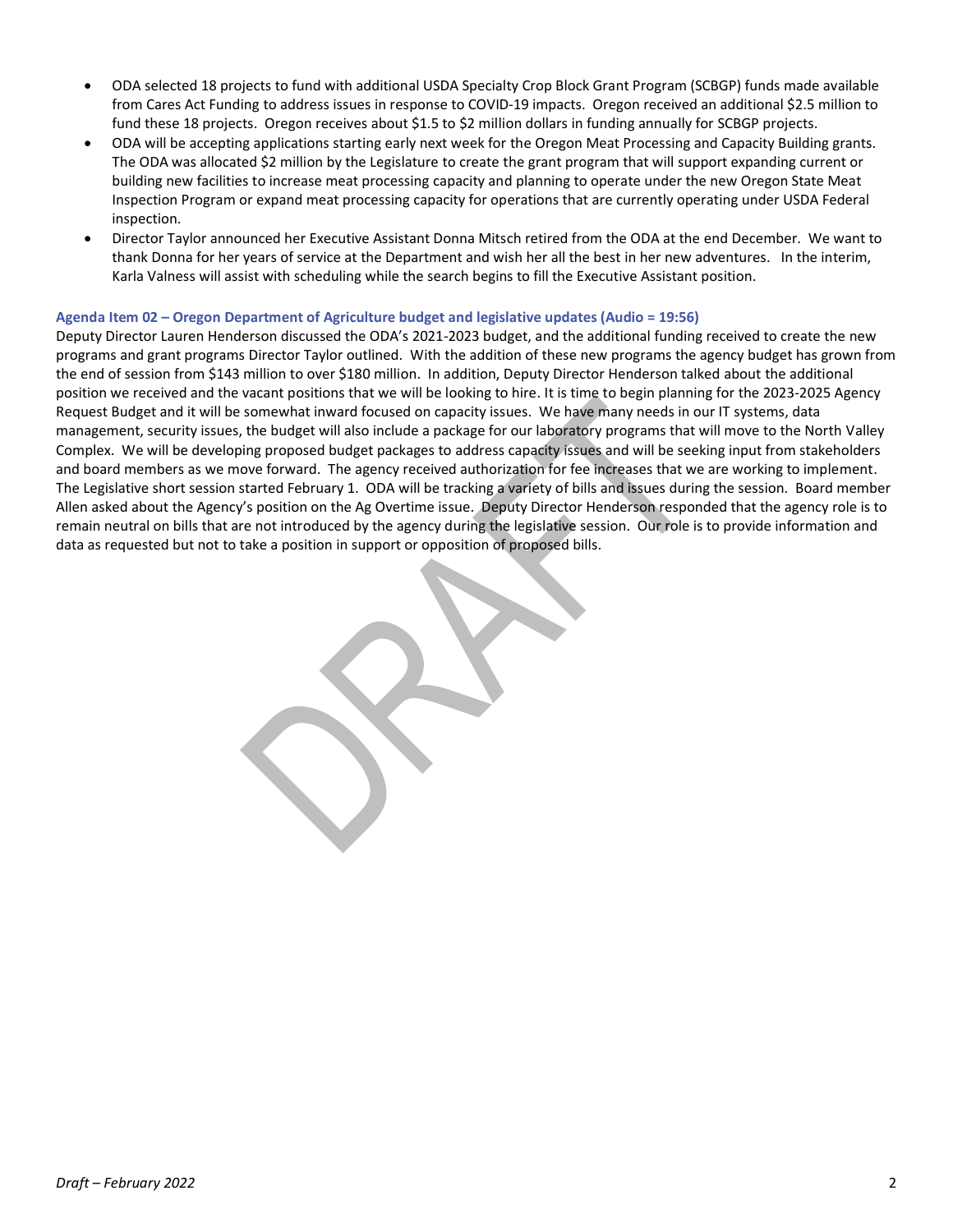- ODA selected 18 projects to fund with additional USDA Specialty Crop Block Grant Program (SCBGP) funds made available from Cares Act Funding to address issues in response to COVID-19 impacts. Oregon received an additional $2.5 million to fund these 18 projects. Oregon receives about $1.5 to $2 million dollars in funding annually for SCBGP projects.
- ODA will be accepting applications starting early next week for the Oregon Meat Processing and Capacity Building grants. The ODA was allocated $2 million by the Legislature to create the grant program that will support expanding current or building new facilities to increase meat processing capacity and planning to operate under the new Oregon State Meat Inspection Program or expand meat processing capacity for operations that are currently operating under USDA Federal inspection.
- Director Taylor announced her Executive Assistant Donna Mitsch retired from the ODA at the end December. We want to thank Donna for her years of service at the Department and wish her all the best in her new adventures. In the interim, Karla Valness will assist with scheduling while the search begins to fill the Executive Assistant position.

#### Agenda Item 02 – Oregon Department of Agriculture budget and legislative updates (Audio = 19:56)

Deputy Director Lauren Henderson discussed the ODA's 2021-2023 budget, and the additional funding received to create the new programs and grant programs Director Taylor outlined. With the addition of these new programs the agency budget has grown from the end of session from $143 million to over $180 million. In addition, Deputy Director Henderson talked about the additional position we received and the vacant positions that we will be looking to hire. It is time to begin planning for the 2023-2025 Agency Request Budget and it will be somewhat inward focused on capacity issues. We have many needs in our IT systems, data management, security issues, the budget will also include a package for our laboratory programs that will move to the North Valley Complex. We will be developing proposed budget packages to address capacity issues and will be seeking input from stakeholders and board members as we move forward. The agency received authorization for fee increases that we are working to implement. The Legislative short session started February 1. ODA will be tracking a variety of bills and issues during the session. Board member Allen asked about the Agency's position on the Ag Overtime issue. Deputy Director Henderson responded that the agency role is to remain neutral on bills that are not introduced by the agency during the legislative session. Our role is to provide information and data as requested but not to take a position in support or opposition of proposed bills.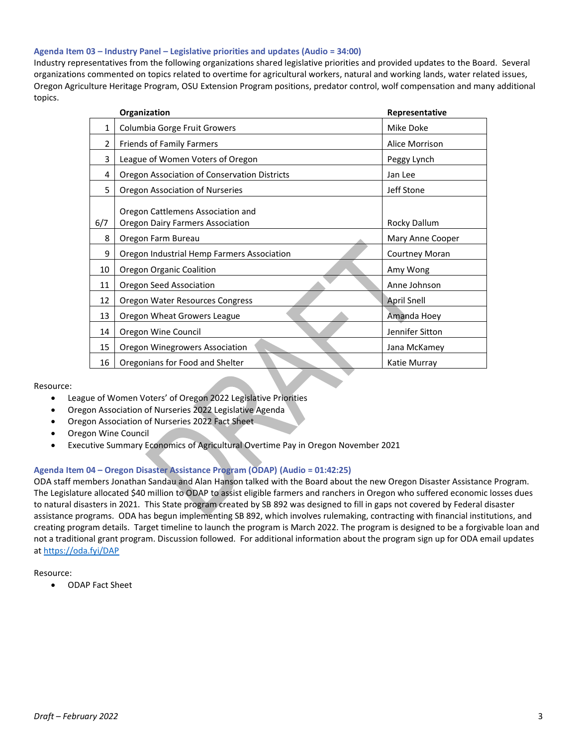### Agenda Item 03 – Industry Panel – Legislative priorities and updates (Audio = 34:00)

Industry representatives from the following organizations shared legislative priorities and provided updates to the Board. Several organizations commented on topics related to overtime for agricultural workers, natural and working lands, water related issues, Oregon Agriculture Heritage Program, OSU Extension Program positions, predator control, wolf compensation and many additional topics.

| | Organization | Representative |
|---|---|---|
| 1 | Columbia Gorge Fruit Growers | Mike Doke |
| 2 | Friends of Family Farmers | Alice Morrison |
| 3 | League of Women Voters of Oregon | Peggy Lynch |
| 4 | Oregon Association of Conservation Districts | Jan Lee |
| 5 | Oregon Association of Nurseries | Jeff Stone |
| 6/7 | Oregon Cattlemens Association and Oregon Dairy Farmers Association | Rocky Dallum |
| 8 | Oregon Farm Bureau | Mary Anne Cooper |
| 9 | Oregon Industrial Hemp Farmers Association | Courtney Moran |
| 10 | Oregon Organic Coalition | Amy Wong |
| 11 | Oregon Seed Association | Anne Johnson |
| 12 | Oregon Water Resources Congress | April Snell |
| 13 | Oregon Wheat Growers League | Amanda Hoey |
| 14 | Oregon Wine Council | Jennifer Sitton |
| 15 | Oregon Winegrowers Association | Jana McKamey |
| 16 | Oregonians for Food and Shelter | Katie Murray |

Resource:

- League of Women Voters' of Oregon 2022 Legislative Priorities
- Oregon Association of Nurseries 2022 Legislative Agenda
- Oregon Association of Nurseries 2022 Fact Sheet
- Oregon Wine Council
- Executive Summary Economics of Agricultural Overtime Pay in Oregon November 2021

### Agenda Item 04 – Oregon Disaster Assistance Program (ODAP) (Audio = 01:42:25)

ODA staff members Jonathan Sandau and Alan Hanson talked with the Board about the new Oregon Disaster Assistance Program. The Legislature allocated $40 million to ODAP to assist eligible farmers and ranchers in Oregon who suffered economic losses dues to natural disasters in 2021. This State program created by SB 892 was designed to fill in gaps not covered by Federal disaster assistance programs. ODA has begun implementing SB 892, which involves rulemaking, contracting with financial institutions, and creating program details. Target timeline to launch the program is March 2022. The program is designed to be a forgivable loan and not a traditional grant program. Discussion followed. For additional information about the program sign up for ODA email updates at https://oda.fyi/DAP

Resource:

- ODAP Fact Sheet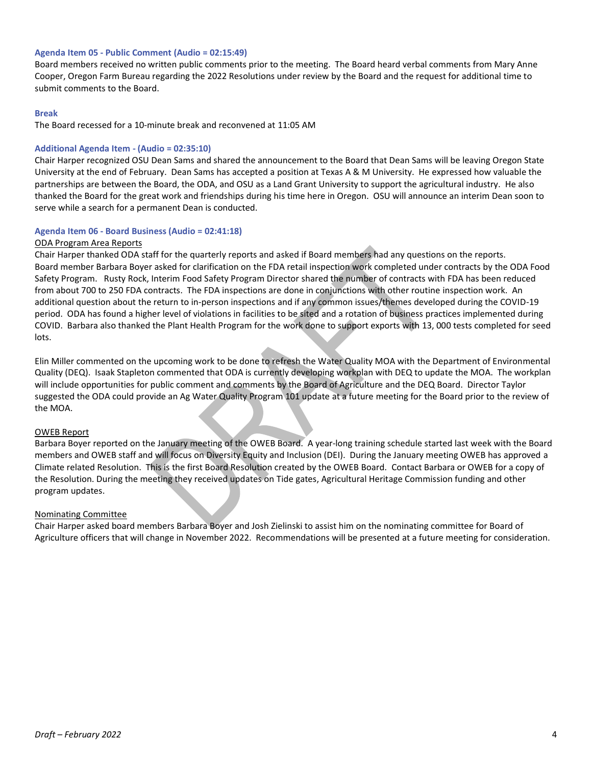### Agenda Item 05 - Public Comment (Audio = 02:15:49)

Board members received no written public comments prior to the meeting. The Board heard verbal comments from Mary Anne Cooper, Oregon Farm Bureau regarding the 2022 Resolutions under review by the Board and the request for additional time to submit comments to the Board.

### Break

The Board recessed for a 10-minute break and reconvened at 11:05 AM

### Additional Agenda Item - (Audio = 02:35:10)

Chair Harper recognized OSU Dean Sams and shared the announcement to the Board that Dean Sams will be leaving Oregon State University at the end of February. Dean Sams has accepted a position at Texas A & M University. He expressed how valuable the partnerships are between the Board, the ODA, and OSU as a Land Grant University to support the agricultural industry. He also thanked the Board for the great work and friendships during his time here in Oregon. OSU will announce an interim Dean soon to serve while a search for a permanent Dean is conducted.

### Agenda Item 06 - Board Business (Audio = 02:41:18)

<u>ODA Program Area Reports</u>

Chair Harper thanked ODA staff for the quarterly reports and asked if Board members had any questions on the reports. Board member Barbara Boyer asked for clarification on the FDA retail inspection work completed under contracts by the ODA Food Safety Program. Rusty Rock, Interim Food Safety Program Director shared the number of contracts with FDA has been reduced from about 700 to 250 FDA contracts. The FDA inspections are done in conjunctions with other routine inspection work. An additional question about the return to in-person inspections and if any common issues/themes developed during the COVID-19 period. ODA has found a higher level of violations in facilities to be sited and a rotation of business practices implemented during COVID. Barbara also thanked the Plant Health Program for the work done to support exports with 13, 000 tests completed for seed lots.

Elin Miller commented on the upcoming work to be done to refresh the Water Quality MOA with the Department of Environmental Quality (DEQ). Isaak Stapleton commented that ODA is currently developing workplan with DEQ to update the MOA. The workplan will include opportunities for public comment and comments by the Board of Agriculture and the DEQ Board. Director Taylor suggested the ODA could provide an Ag Water Quality Program 101 update at a future meeting for the Board prior to the review of the MOA.

<u>OWEB Report</u>

Barbara Boyer reported on the January meeting of the OWEB Board. A year-long training schedule started last week with the Board members and OWEB staff and will focus on Diversity Equity and Inclusion (DEI). During the January meeting OWEB has approved a Climate related Resolution. This is the first Board Resolution created by the OWEB Board. Contact Barbara or OWEB for a copy of the Resolution. During the meeting they received updates on Tide gates, Agricultural Heritage Commission funding and other program updates.

<u>Nominating Committee</u>

Chair Harper asked board members Barbara Boyer and Josh Zielinski to assist him on the nominating committee for Board of Agriculture officers that will change in November 2022. Recommendations will be presented at a future meeting for consideration.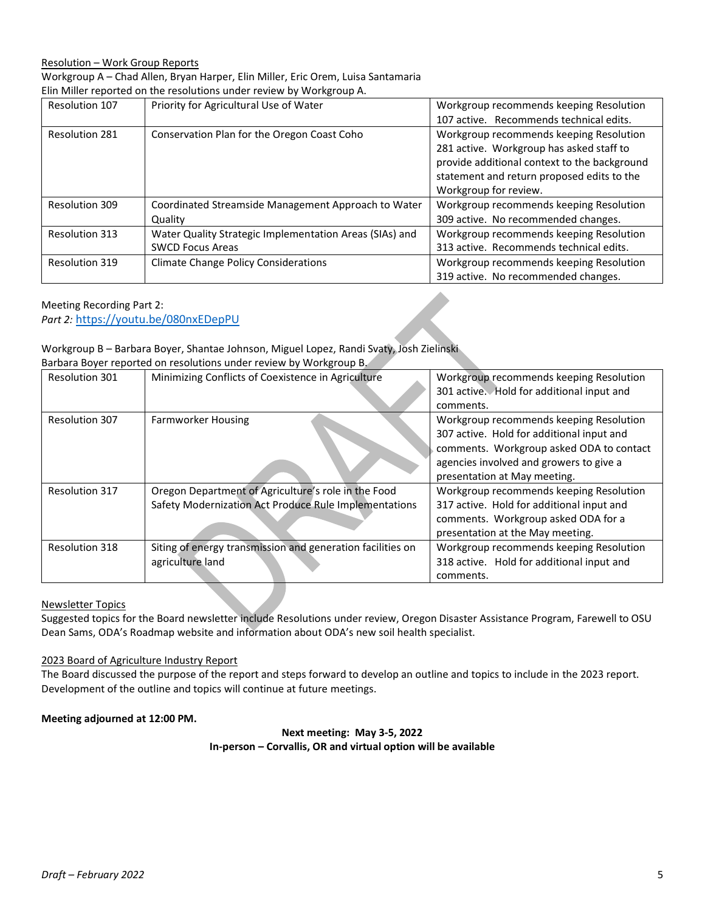Resolution – Work Group Reports

Workgroup A – Chad Allen, Bryan Harper, Elin Miller, Eric Orem, Luisa Santamaria

Elin Miller reported on the resolutions under review by Workgroup A.

| | | |
|---|---|---|
| Resolution 107 | Priority for Agricultural Use of Water | Workgroup recommends keeping Resolution 107 active. Recommends technical edits. |
| Resolution 281 | Conservation Plan for the Oregon Coast Coho | Workgroup recommends keeping Resolution 281 active. Workgroup has asked staff to provide additional context to the background statement and return proposed edits to the Workgroup for review. |
| Resolution 309 | Coordinated Streamside Management Approach to Water Quality | Workgroup recommends keeping Resolution 309 active. No recommended changes. |
| Resolution 313 | Water Quality Strategic Implementation Areas (SIAs) and SWCD Focus Areas | Workgroup recommends keeping Resolution 313 active. Recommends technical edits. |
| Resolution 319 | Climate Change Policy Considerations | Workgroup recommends keeping Resolution 319 active. No recommended changes. |

Meeting Recording Part 2:

*Part 2:* https://youtu.be/080nxEDepPU

Workgroup B – Barbara Boyer, Shantae Johnson, Miguel Lopez, Randi Svaty, Josh Zielinski

Barbara Boyer reported on resolutions under review by Workgroup B.

| | | |
|---|---|---|
| Resolution 301 | Minimizing Conflicts of Coexistence in Agriculture | Workgroup recommends keeping Resolution 301 active. Hold for additional input and comments. |
| Resolution 307 | Farmworker Housing | Workgroup recommends keeping Resolution 307 active. Hold for additional input and comments. Workgroup asked ODA to contact agencies involved and growers to give a presentation at May meeting. |
| Resolution 317 | Oregon Department of Agriculture's role in the Food Safety Modernization Act Produce Rule Implementations | Workgroup recommends keeping Resolution 317 active. Hold for additional input and comments. Workgroup asked ODA for a presentation at the May meeting. |
| Resolution 318 | Siting of energy transmission and generation facilities on agriculture land | Workgroup recommends keeping Resolution 318 active. Hold for additional input and comments. |

Newsletter Topics

Suggested topics for the Board newsletter include Resolutions under review, Oregon Disaster Assistance Program, Farewell to OSU Dean Sams, ODA's Roadmap website and information about ODA's new soil health specialist.

2023 Board of Agriculture Industry Report

The Board discussed the purpose of the report and steps forward to develop an outline and topics to include in the 2023 report. Development of the outline and topics will continue at future meetings.

**Meeting adjourned at 12:00 PM.**

**Next meeting: May 3-5, 2022**

**In-person – Corvallis, OR and virtual option will be available**